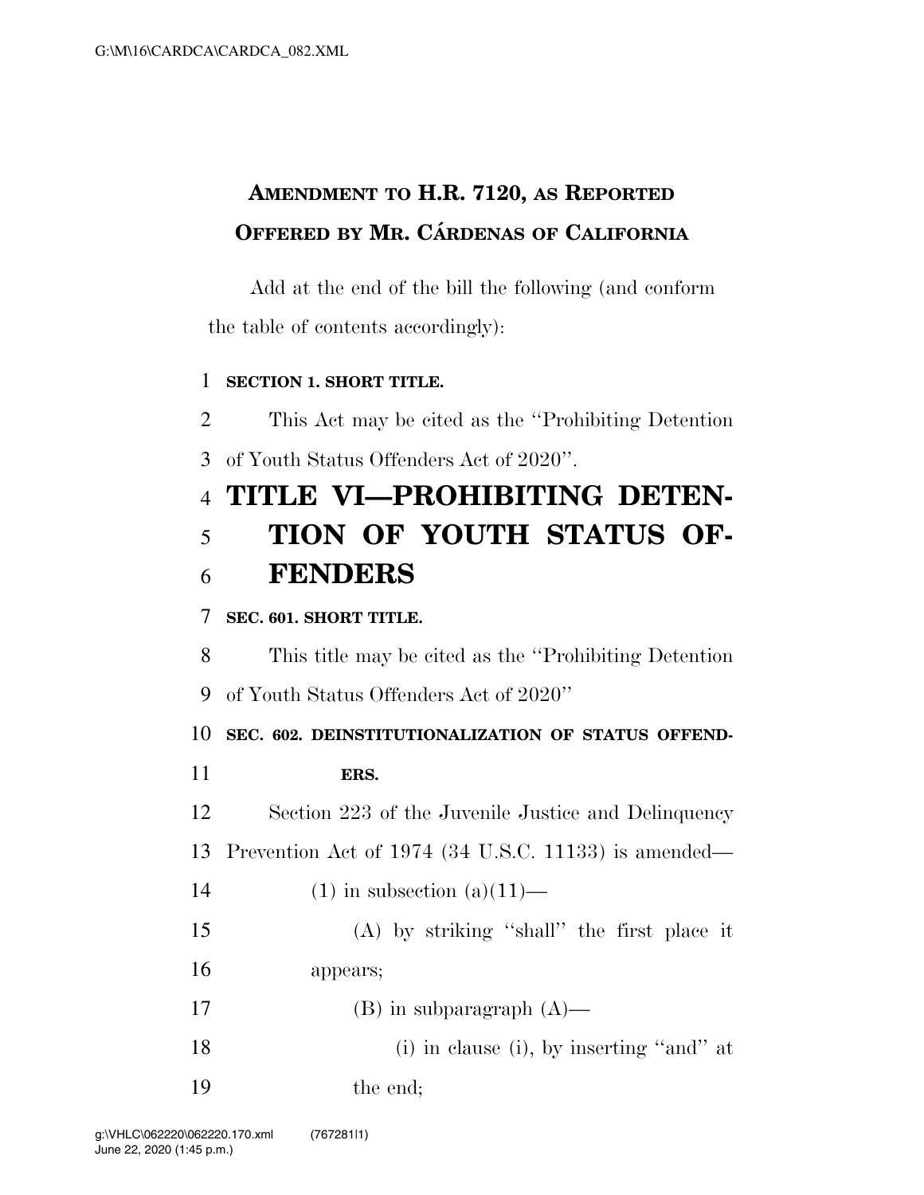# AMENDMENT TO H.R. 7120, AS REPORTED OFFERED BY MR. CÁRDENAS OF CALIFORNIA

Add at the end of the bill the following (and conform the table of contents accordingly):

**SECTION 1. SHORT TITLE.**

This Act may be cited as the "Prohibiting Detention of Youth Status Offenders Act of 2020".

## TITLE VI—PROHIBITING DETENTION OF YOUTH STATUS OFFENDERS

**SEC. 601. SHORT TITLE.**

This title may be cited as the "Prohibiting Detention of Youth Status Offenders Act of 2020"

**SEC. 602. DEINSTITUTIONALIZATION OF STATUS OFFENDERS.**

Section 223 of the Juvenile Justice and Delinquency Prevention Act of 1974 (34 U.S.C. 11133) is amended—

(1) in subsection (a)(11)—

(A) by striking "shall" the first place it appears;

(B) in subparagraph (A)—

(i) in clause (i), by inserting "and" at the end;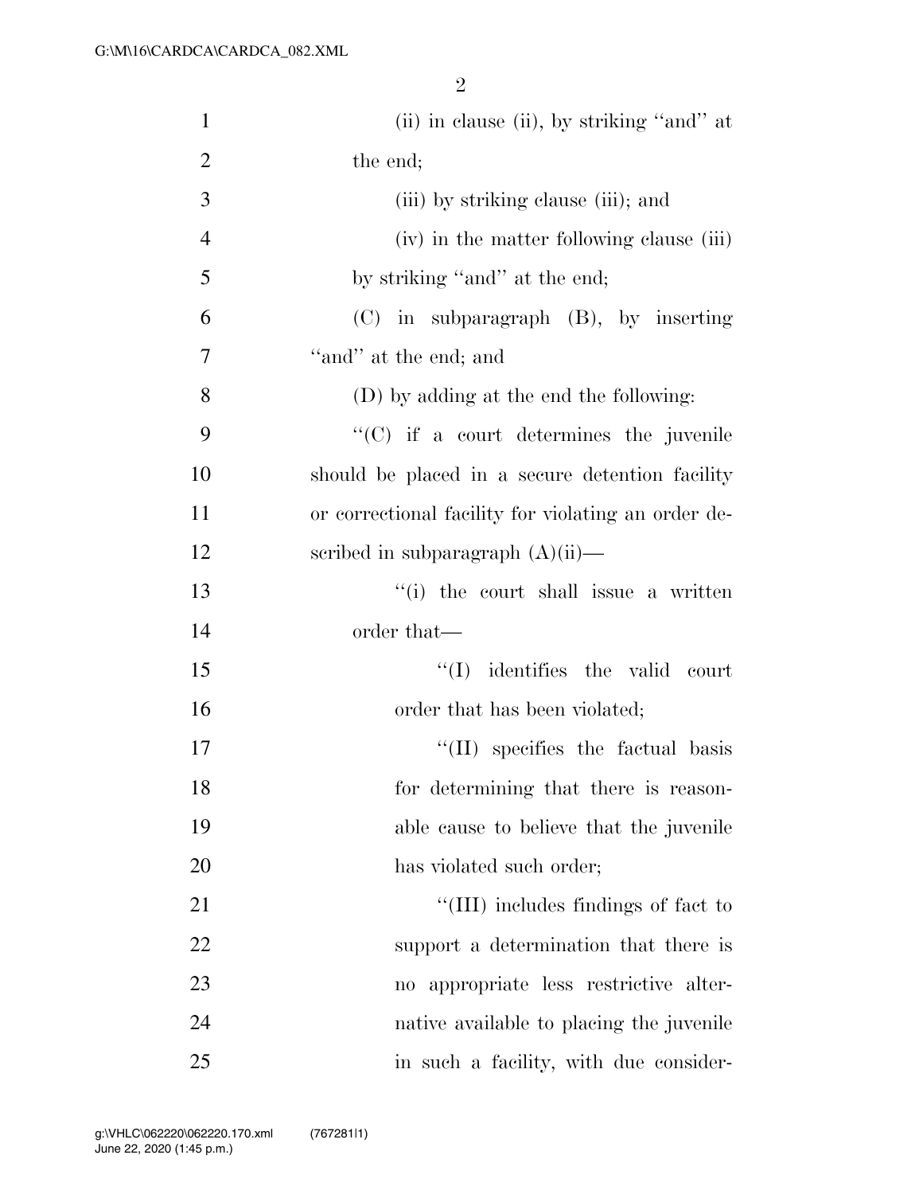(ii) in clause (ii), by striking "and" at the end;

(iii) by striking clause (iii); and

(iv) in the matter following clause (iii) by striking "and" at the end;

(C) in subparagraph (B), by inserting "and" at the end; and

(D) by adding at the end the following:

"(C) if a court determines the juvenile should be placed in a secure detention facility or correctional facility for violating an order described in subparagraph (A)(ii)—

"(i) the court shall issue a written order that—

"(I) identifies the valid court order that has been violated;

"(II) specifies the factual basis for determining that there is reasonable cause to believe that the juvenile has violated such order;

"(III) includes findings of fact to support a determination that there is no appropriate less restrictive alternative available to placing the juvenile in such a facility, with due consider-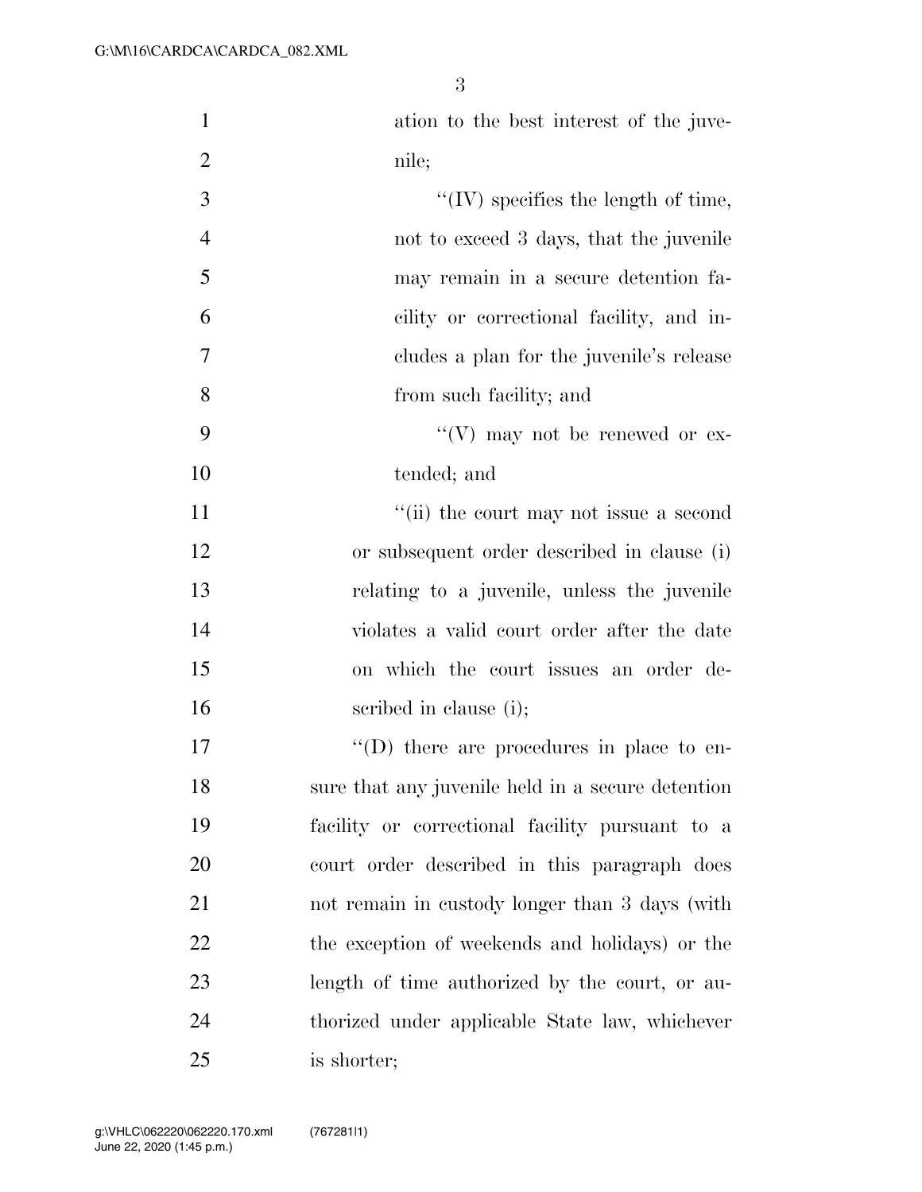ation to the best interest of the juvenile;

''(IV) specifies the length of time, not to exceed 3 days, that the juvenile may remain in a secure detention facility or correctional facility, and includes a plan for the juvenile's release from such facility; and

''(V) may not be renewed or extended; and

''(ii) the court may not issue a second or subsequent order described in clause (i) relating to a juvenile, unless the juvenile violates a valid court order after the date on which the court issues an order described in clause (i);

''(D) there are procedures in place to ensure that any juvenile held in a secure detention facility or correctional facility pursuant to a court order described in this paragraph does not remain in custody longer than 3 days (with the exception of weekends and holidays) or the length of time authorized by the court, or authorized under applicable State law, whichever is shorter;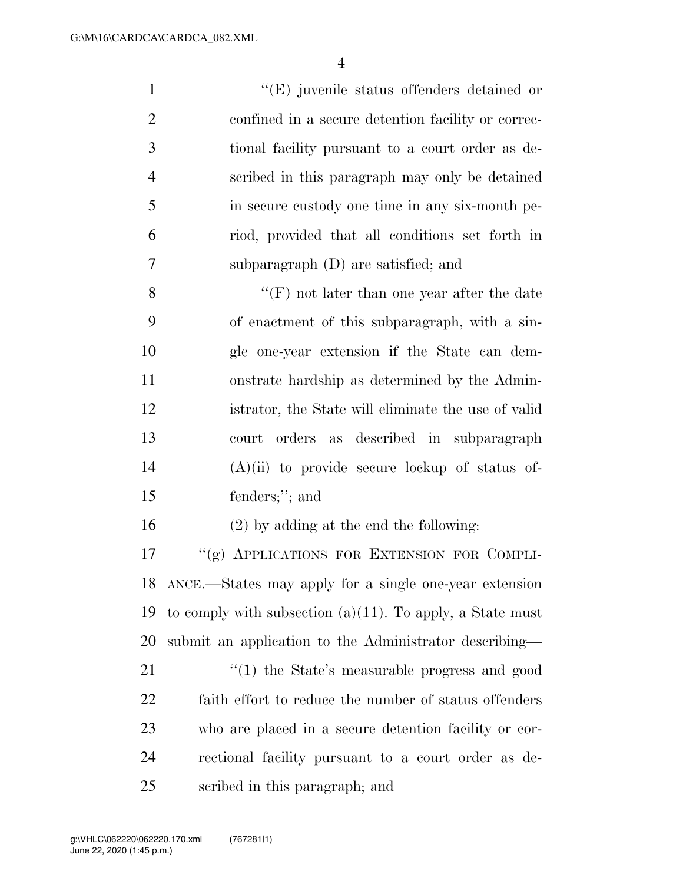"(E) juvenile status offenders detained or confined in a secure detention facility or correctional facility pursuant to a court order as described in this paragraph may only be detained in secure custody one time in any six-month period, provided that all conditions set forth in subparagraph (D) are satisfied; and

"(F) not later than one year after the date of enactment of this subparagraph, with a single one-year extension if the State can demonstrate hardship as determined by the Administrator, the State will eliminate the use of valid court orders as described in subparagraph (A)(ii) to provide secure lockup of status offenders;"; and

(2) by adding at the end the following:

"(g) APPLICATIONS FOR EXTENSION FOR COMPLIANCE.—States may apply for a single one-year extension to comply with subsection (a)(11). To apply, a State must submit an application to the Administrator describing—

"(1) the State's measurable progress and good faith effort to reduce the number of status offenders who are placed in a secure detention facility or correctional facility pursuant to a court order as described in this paragraph; and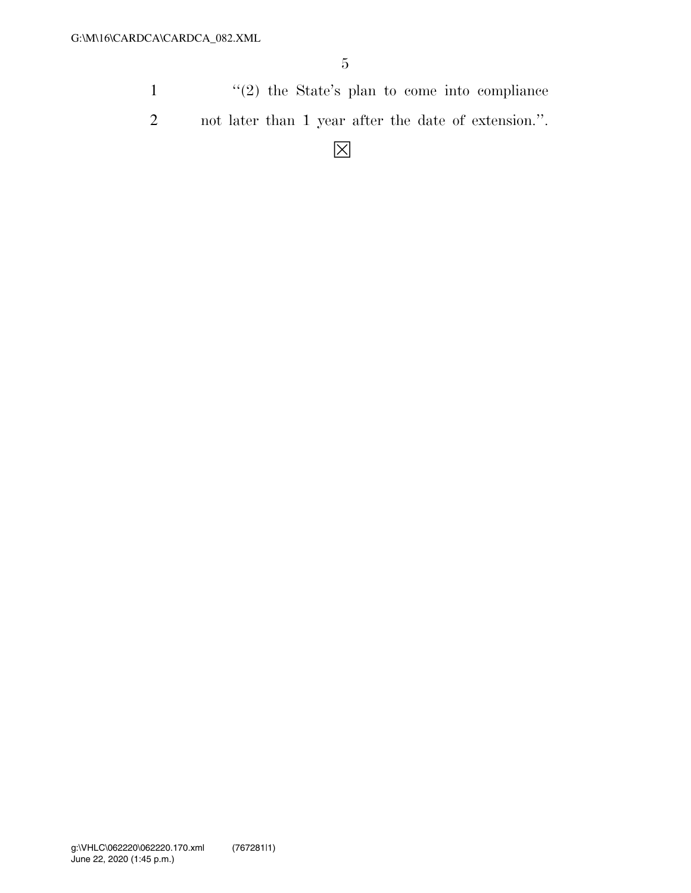"(2) the State's plan to come into compliance not later than 1 year after the date of extension.".

☒